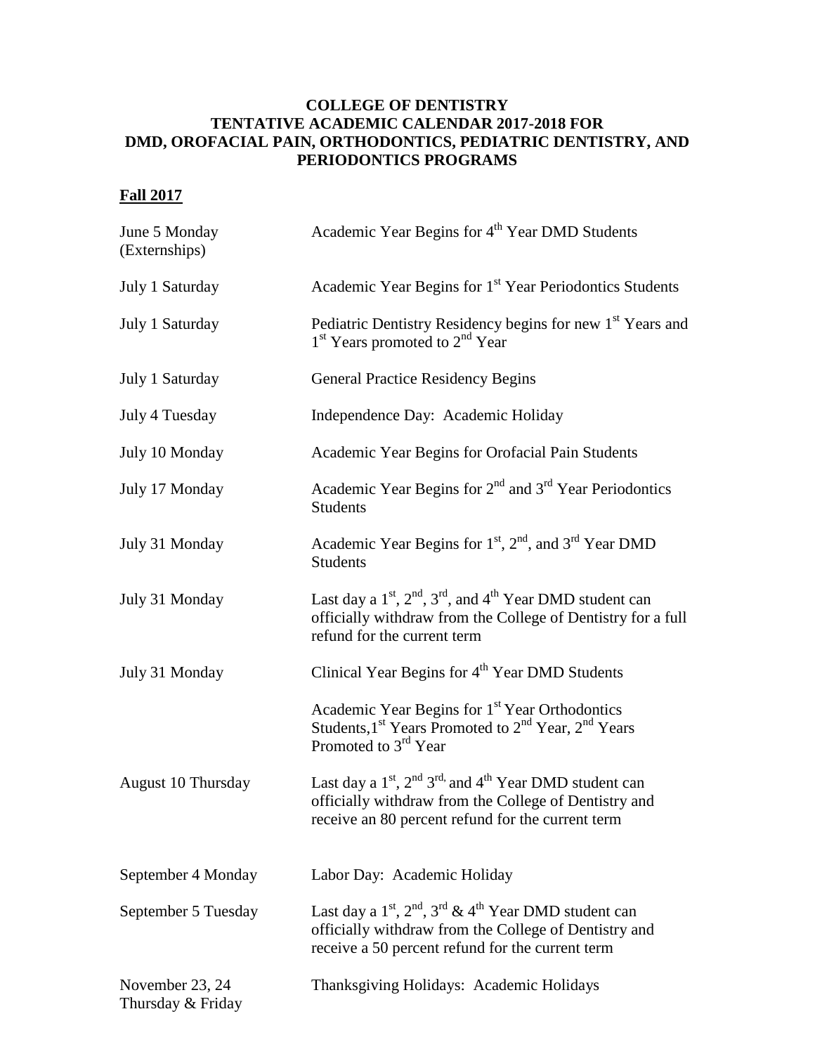# COLLEGE OF DENTISTRY
# TENTATIVE ACADEMIC CALENDAR 2017-2018 FOR DMD, OROFACIAL PAIN, ORTHODONTICS, PEDIATRIC DENTISTRY, AND PERIODONTICS PROGRAMS

## Fall 2017

| Date | Event |
|---|---|
| June 5 Monday (Externships) | Academic Year Begins for 4th Year DMD Students |
| July 1 Saturday | Academic Year Begins for 1st Year Periodontics Students |
| July 1 Saturday | Pediatric Dentistry Residency begins for new 1st Years and 1st Years promoted to 2nd Year |
| July 1 Saturday | General Practice Residency Begins |
| July 4 Tuesday | Independence Day: Academic Holiday |
| July 10 Monday | Academic Year Begins for Orofacial Pain Students |
| July 17 Monday | Academic Year Begins for 2nd and 3rd Year Periodontics Students |
| July 31 Monday | Academic Year Begins for 1st, 2nd, and 3rd Year DMD Students |
| July 31 Monday | Last day a 1st, 2nd, 3rd, and 4th Year DMD student can officially withdraw from the College of Dentistry for a full refund for the current term |
| July 31 Monday | Clinical Year Begins for 4th Year DMD Students |
| | Academic Year Begins for 1st Year Orthodontics Students, 1st Years Promoted to 2nd Year, 2nd Years Promoted to 3rd Year |
| August 10 Thursday | Last day a 1st, 2nd 3rd, and 4th Year DMD student can officially withdraw from the College of Dentistry and receive an 80 percent refund for the current term |
| September 4 Monday | Labor Day: Academic Holiday |
| September 5 Tuesday | Last day a 1st, 2nd, 3rd & 4th Year DMD student can officially withdraw from the College of Dentistry and receive a 50 percent refund for the current term |
| November 23, 24 Thursday & Friday | Thanksgiving Holidays: Academic Holidays |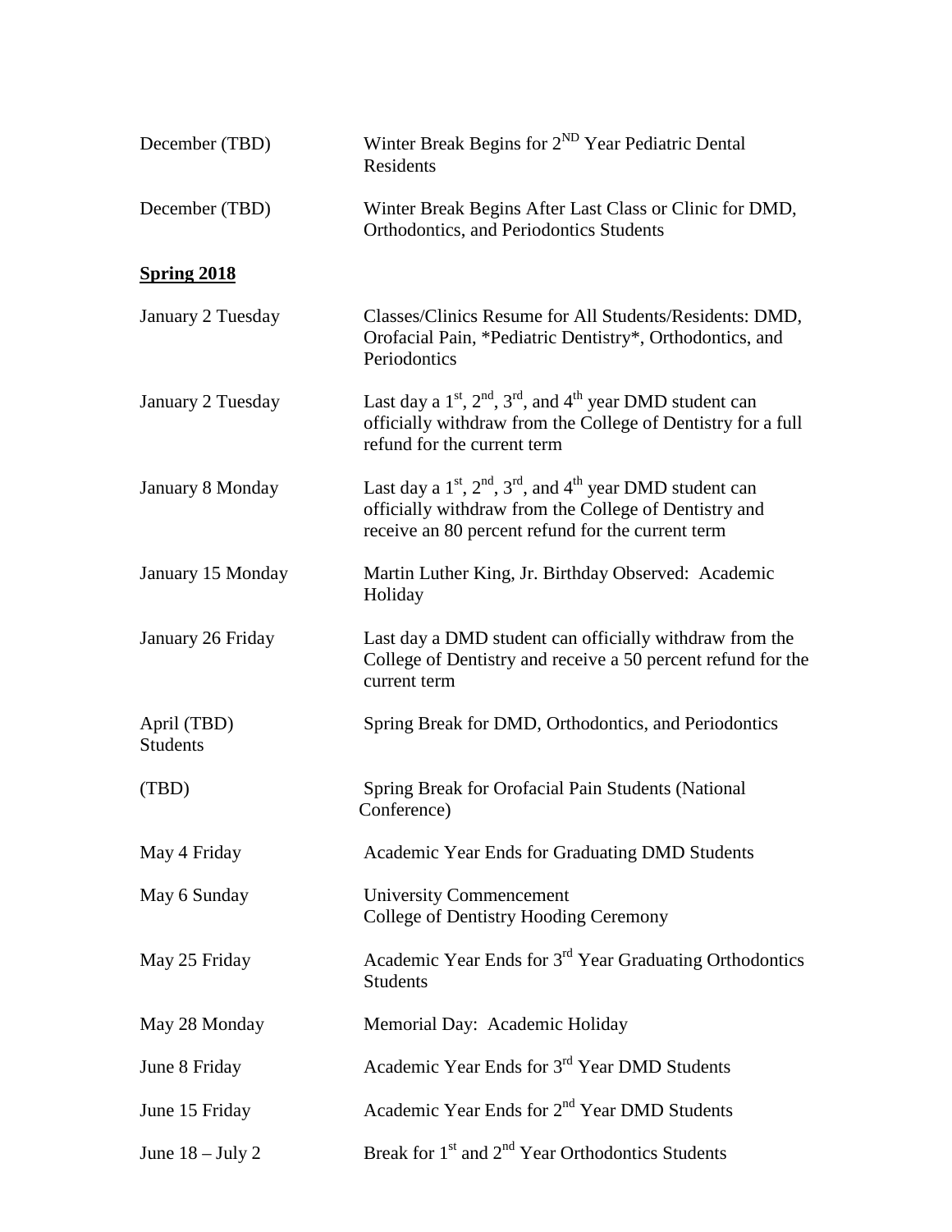| | |
|---|---|
| December (TBD) | Winter Break Begins for 2ND Year Pediatric Dental Residents |
| December (TBD) | Winter Break Begins After Last Class or Clinic for DMD, Orthodontics, and Periodontics Students |

**Spring 2018**

| | |
|---|---|
| January 2 Tuesday | Classes/Clinics Resume for All Students/Residents: DMD, Orofacial Pain, *Pediatric Dentistry*, Orthodontics, and Periodontics |
| January 2 Tuesday | Last day a 1st, 2nd, 3rd, and 4th year DMD student can officially withdraw from the College of Dentistry for a full refund for the current term |
| January 8 Monday | Last day a 1st, 2nd, 3rd, and 4th year DMD student can officially withdraw from the College of Dentistry and receive an 80 percent refund for the current term |
| January 15 Monday | Martin Luther King, Jr. Birthday Observed: Academic Holiday |
| January 26 Friday | Last day a DMD student can officially withdraw from the College of Dentistry and receive a 50 percent refund for the current term |
| April (TBD) | Spring Break for DMD, Orthodontics, and Periodontics Students |
| (TBD) | Spring Break for Orofacial Pain Students (National Conference) |
| May 4 Friday | Academic Year Ends for Graduating DMD Students |
| May 6 Sunday | University Commencement<br>College of Dentistry Hooding Ceremony |
| May 25 Friday | Academic Year Ends for 3rd Year Graduating Orthodontics Students |
| May 28 Monday | Memorial Day: Academic Holiday |
| June 8 Friday | Academic Year Ends for 3rd Year DMD Students |
| June 15 Friday | Academic Year Ends for 2nd Year DMD Students |
| June 18 – July 2 | Break for 1st and 2nd Year Orthodontics Students |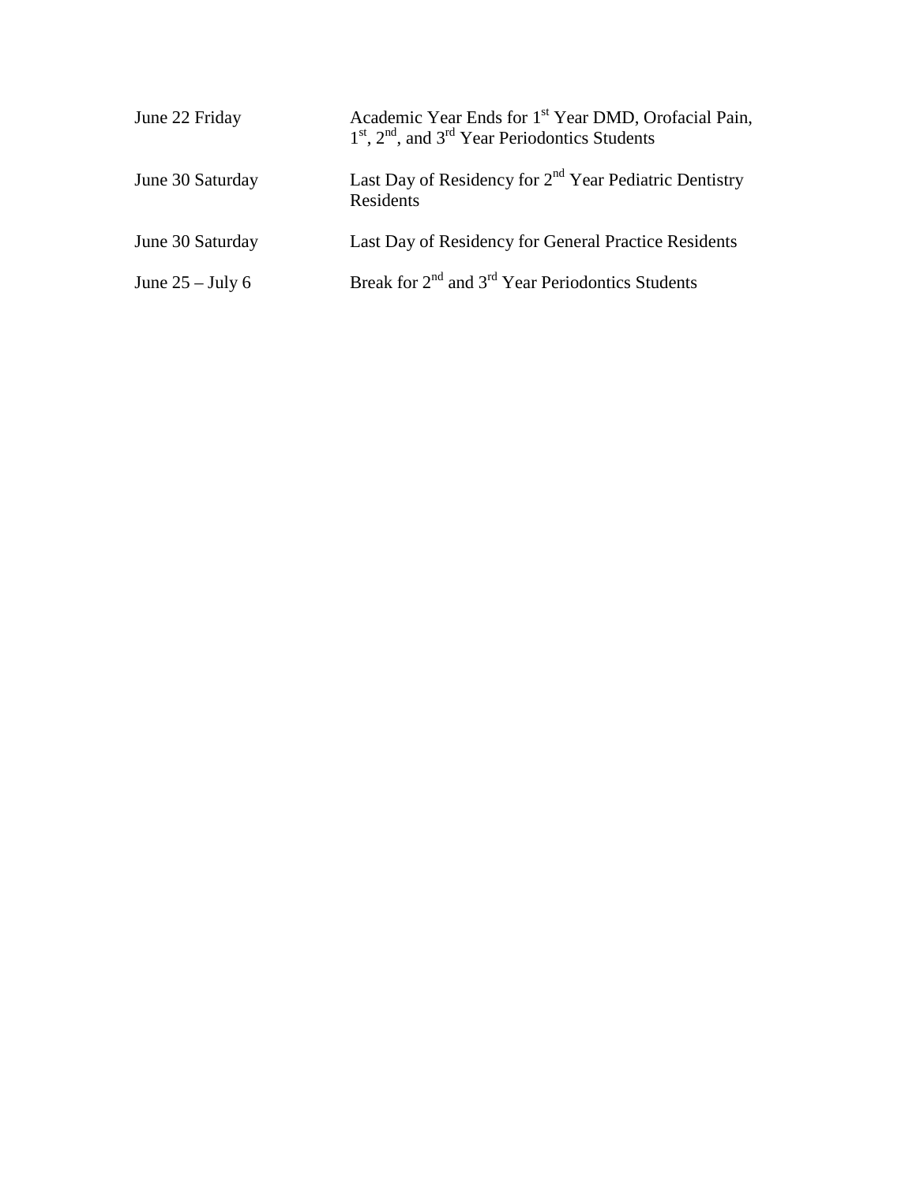| | |
|---|---|
| June 22 Friday | Academic Year Ends for 1st Year DMD, Orofacial Pain, 1st, 2nd, and 3rd Year Periodontics Students |
| June 30 Saturday | Last Day of Residency for 2nd Year Pediatric Dentistry Residents |
| June 30 Saturday | Last Day of Residency for General Practice Residents |
| June 25 – July 6 | Break for 2nd and 3rd Year Periodontics Students |